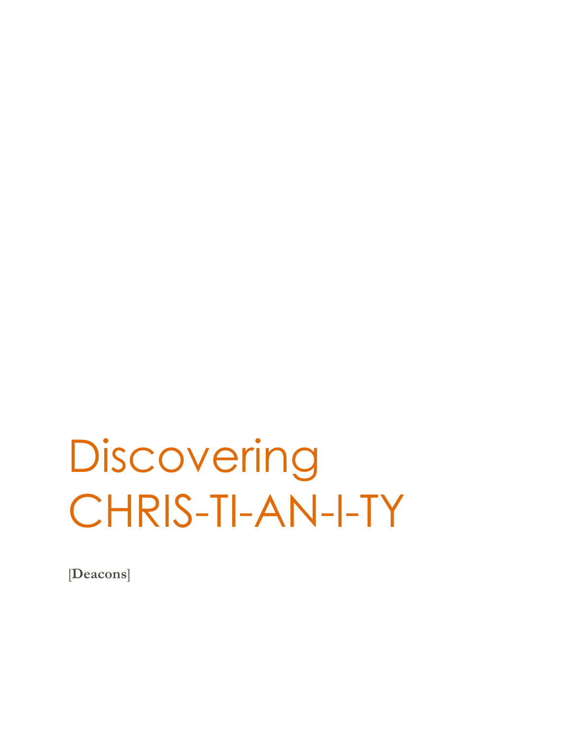# Discovering CHRIS-TI-AN-I-TY

[**Deacons**]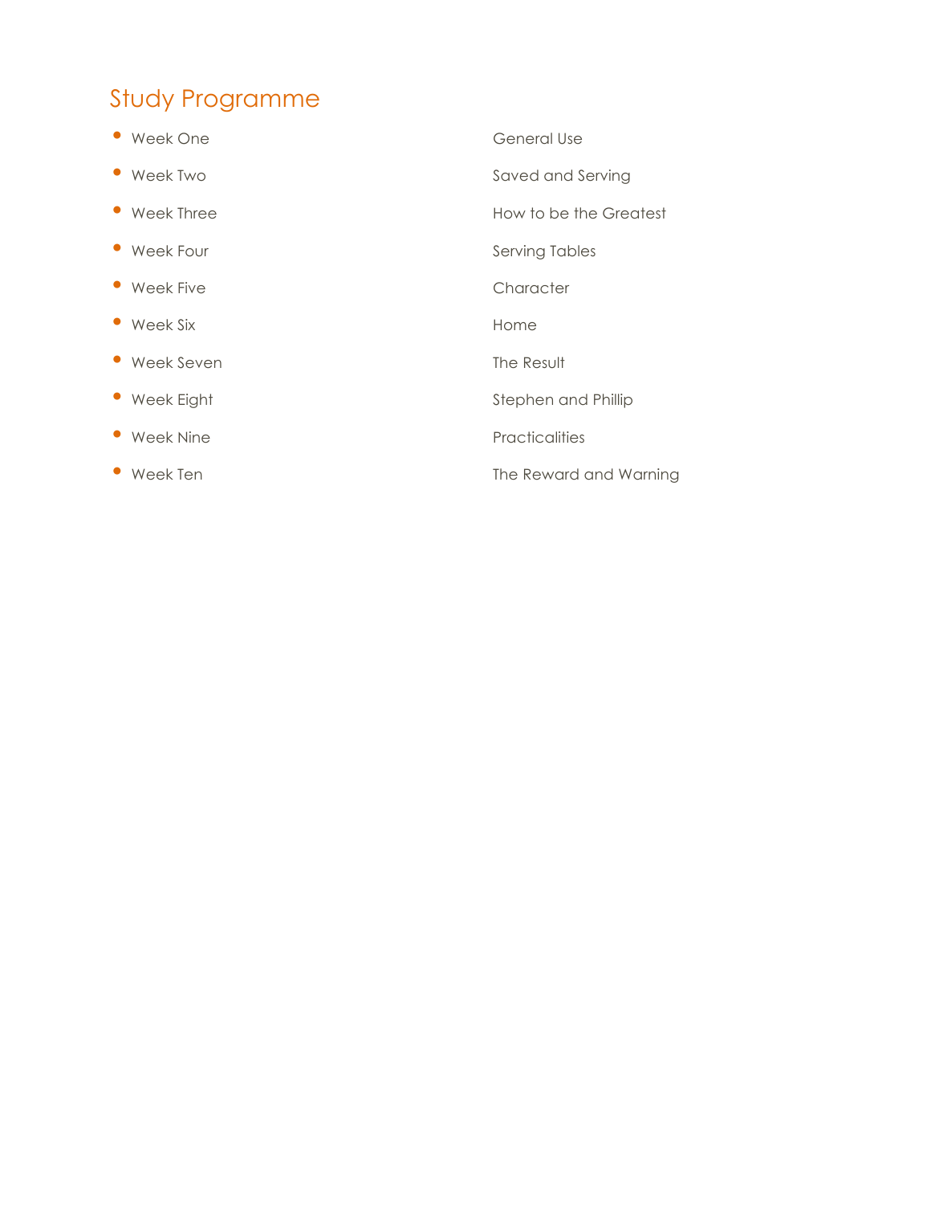## Study Programme

- Week One — General Use
- Week Two — Saved and Serving
- Week Three — How to be the Greatest
- Week Four — Serving Tables
- Week Five — Character
- Week Six — Home
- Week Seven — The Result
- Week Eight — Stephen and Phillip
- Week Nine — Practicalities
- Week Ten — The Reward and Warning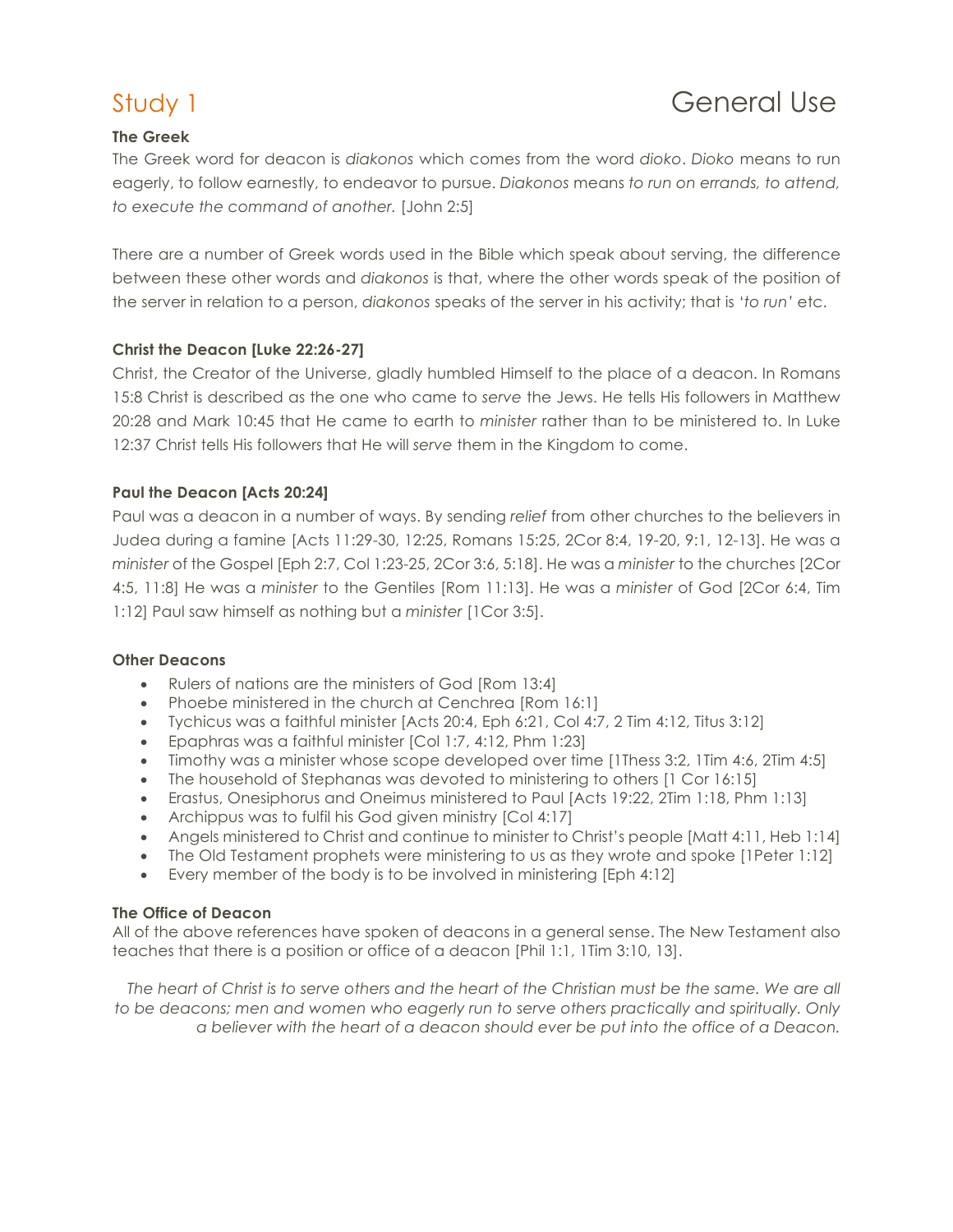# Study 1 General Use

**The Greek**

The Greek word for deacon is *diakonos* which comes from the word *dioko*. *Dioko* means to run eagerly, to follow earnestly, to endeavor to pursue. *Diakonos* means *to run on errands, to attend, to execute the command of another.* [John 2:5]

There are a number of Greek words used in the Bible which speak about serving, the difference between these other words and *diakonos* is that, where the other words speak of the position of the server in relation to a person, *diakonos* speaks of the server in his activity; that is '*to run'* etc.

**Christ the Deacon [Luke 22:26-27]**

Christ, the Creator of the Universe, gladly humbled Himself to the place of a deacon. In Romans 15:8 Christ is described as the one who came to *serve* the Jews. He tells His followers in Matthew 20:28 and Mark 10:45 that He came to earth to *minister* rather than to be ministered to. In Luke 12:37 Christ tells His followers that He will *serve* them in the Kingdom to come.

**Paul the Deacon [Acts 20:24]**

Paul was a deacon in a number of ways. By sending *relief* from other churches to the believers in Judea during a famine [Acts 11:29-30, 12:25, Romans 15:25, 2Cor 8:4, 19-20, 9:1, 12-13]. He was a *minister* of the Gospel [Eph 2:7, Col 1:23-25, 2Cor 3:6, 5:18]. He was a *minister* to the churches [2Cor 4:5, 11:8] He was a *minister* to the Gentiles [Rom 11:13]. He was a *minister* of God [2Cor 6:4, Tim 1:12] Paul saw himself as nothing but a *minister* [1Cor 3:5].

**Other Deacons**

- Rulers of nations are the ministers of God [Rom 13:4]
- Phoebe ministered in the church at Cenchrea [Rom 16:1]
- Tychicus was a faithful minister [Acts 20:4, Eph 6:21, Col 4:7, 2 Tim 4:12, Titus 3:12]
- Epaphras was a faithful minister [Col 1:7, 4:12, Phm 1:23]
- Timothy was a minister whose scope developed over time [1Thess 3:2, 1Tim 4:6, 2Tim 4:5]
- The household of Stephanas was devoted to ministering to others [1 Cor 16:15]
- Erastus, Onesiphorus and Oneimus ministered to Paul [Acts 19:22, 2Tim 1:18, Phm 1:13]
- Archippus was to fulfil his God given ministry [Col 4:17]
- Angels ministered to Christ and continue to minister to Christ's people [Matt 4:11, Heb 1:14]
- The Old Testament prophets were ministering to us as they wrote and spoke [1Peter 1:12]
- Every member of the body is to be involved in ministering [Eph 4:12]

**The Office of Deacon**

All of the above references have spoken of deacons in a general sense. The New Testament also teaches that there is a position or office of a deacon [Phil 1:1, 1Tim 3:10, 13].

*The heart of Christ is to serve others and the heart of the Christian must be the same. We are all to be deacons; men and women who eagerly run to serve others practically and spiritually. Only a believer with the heart of a deacon should ever be put into the office of a Deacon.*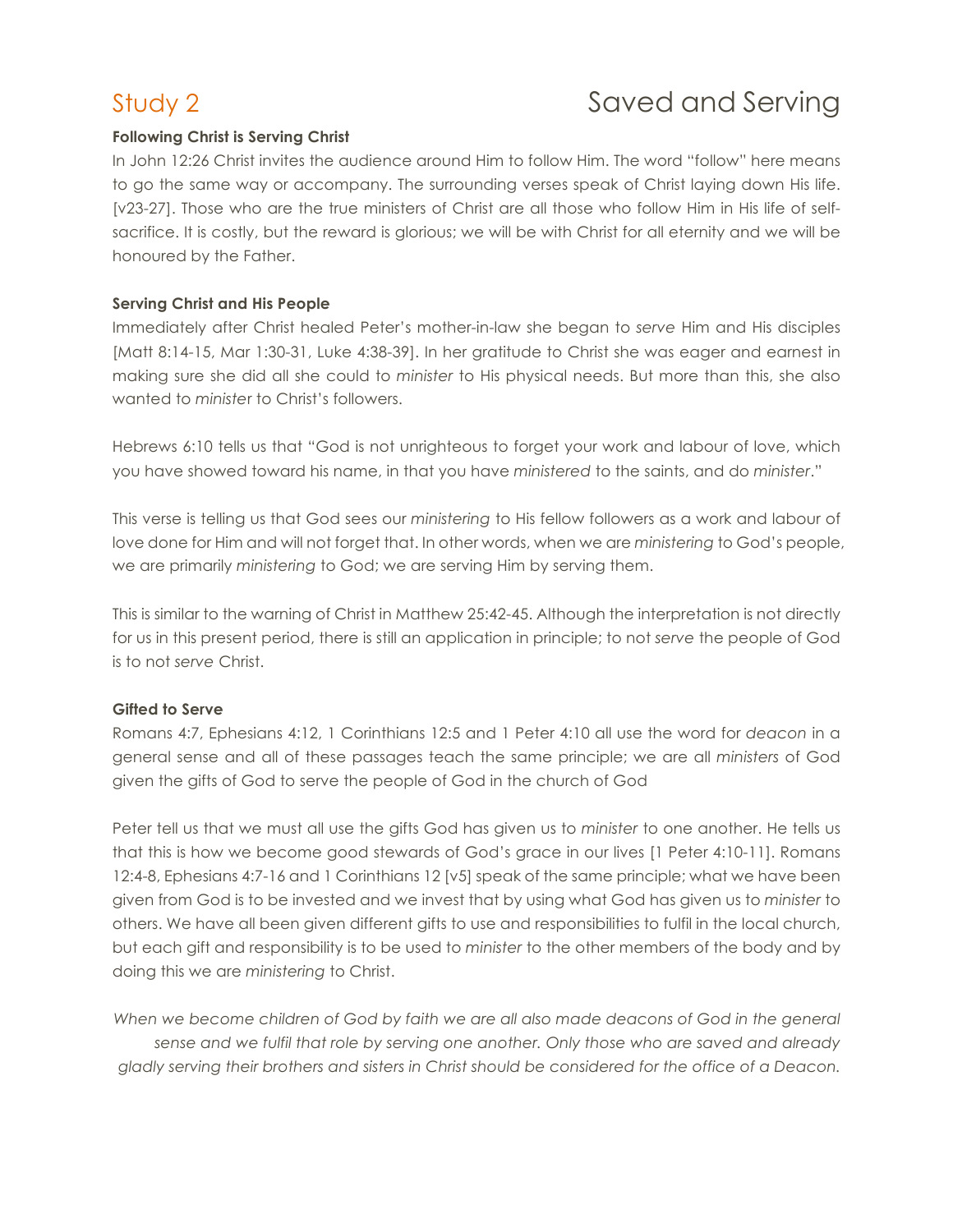# Study 2 — Saved and Serving

**Following Christ is Serving Christ**

In John 12:26 Christ invites the audience around Him to follow Him. The word "follow" here means to go the same way or accompany. The surrounding verses speak of Christ laying down His life. [v23-27]. Those who are the true ministers of Christ are all those who follow Him in His life of self-sacrifice. It is costly, but the reward is glorious; we will be with Christ for all eternity and we will be honoured by the Father.

**Serving Christ and His People**

Immediately after Christ healed Peter's mother-in-law she began to *serve* Him and His disciples [Matt 8:14-15, Mar 1:30-31, Luke 4:38-39]. In her gratitude to Christ she was eager and earnest in making sure she did all she could to *minister* to His physical needs. But more than this, she also wanted to *minister* to Christ's followers.

Hebrews 6:10 tells us that "God is not unrighteous to forget your work and labour of love, which you have showed toward his name, in that you have *ministered* to the saints, and do *minister*."

This verse is telling us that God sees our *ministering* to His fellow followers as a work and labour of love done for Him and will not forget that. In other words, when we are *ministering* to God's people, we are primarily *ministering* to God; we are serving Him by serving them.

This is similar to the warning of Christ in Matthew 25:42-45. Although the interpretation is not directly for us in this present period, there is still an application in principle; to not *serve* the people of God is to not *serve* Christ.

**Gifted to Serve**

Romans 4:7, Ephesians 4:12, 1 Corinthians 12:5 and 1 Peter 4:10 all use the word for *deacon* in a general sense and all of these passages teach the same principle; we are all *ministers* of God given the gifts of God to serve the people of God in the church of God

Peter tell us that we must all use the gifts God has given us to *minister* to one another. He tells us that this is how we become good stewards of God's grace in our lives [1 Peter 4:10-11]. Romans 12:4-8, Ephesians 4:7-16 and 1 Corinthians 12 [v5] speak of the same principle; what we have been given from God is to be invested and we invest that by using what God has given us to *minister* to others. We have all been given different gifts to use and responsibilities to fulfil in the local church, but each gift and responsibility is to be used to *minister* to the other members of the body and by doing this we are *ministering* to Christ.

*When we become children of God by faith we are all also made deacons of God in the general sense and we fulfil that role by serving one another. Only those who are saved and already gladly serving their brothers and sisters in Christ should be considered for the office of a Deacon.*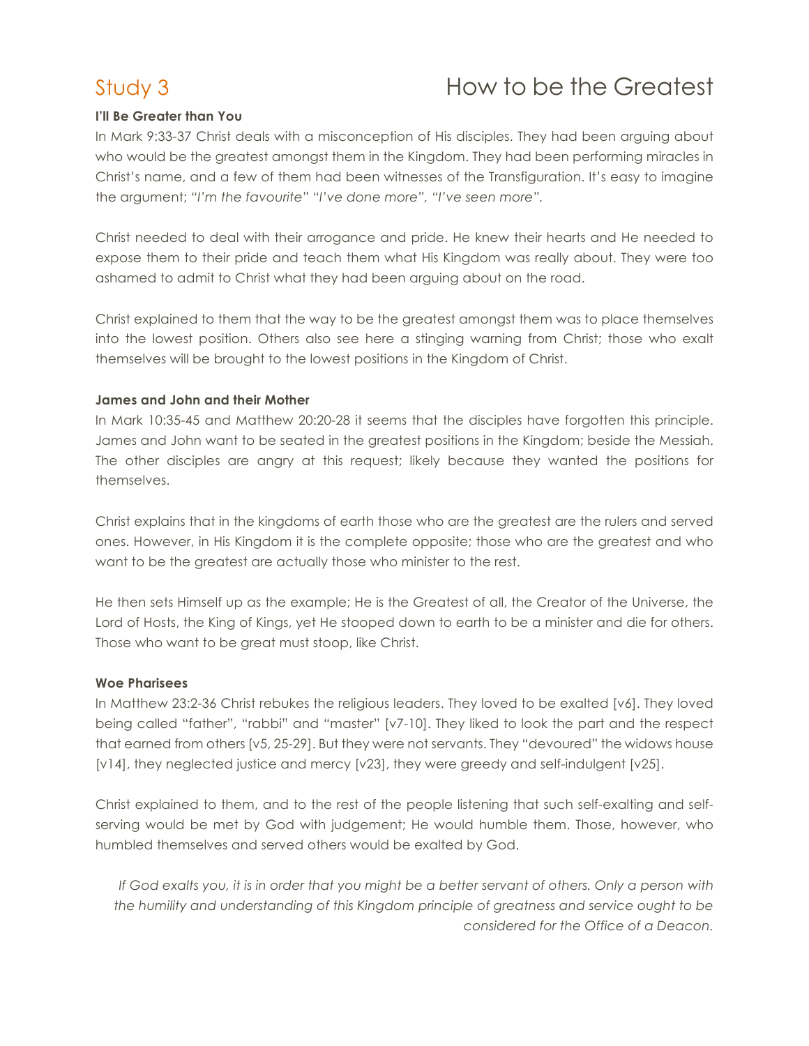# Study 3 How to be the Greatest

**I'll Be Greater than You**

In Mark 9:33-37 Christ deals with a misconception of His disciples. They had been arguing about who would be the greatest amongst them in the Kingdom. They had been performing miracles in Christ's name, and a few of them had been witnesses of the Transfiguration. It's easy to imagine the argument; *"I'm the favourite" "I've done more", "I've seen more".*

Christ needed to deal with their arrogance and pride. He knew their hearts and He needed to expose them to their pride and teach them what His Kingdom was really about. They were too ashamed to admit to Christ what they had been arguing about on the road.

Christ explained to them that the way to be the greatest amongst them was to place themselves into the lowest position. Others also see here a stinging warning from Christ; those who exalt themselves will be brought to the lowest positions in the Kingdom of Christ.

**James and John and their Mother**

In Mark 10:35-45 and Matthew 20:20-28 it seems that the disciples have forgotten this principle. James and John want to be seated in the greatest positions in the Kingdom; beside the Messiah. The other disciples are angry at this request; likely because they wanted the positions for themselves.

Christ explains that in the kingdoms of earth those who are the greatest are the rulers and served ones. However, in His Kingdom it is the complete opposite; those who are the greatest and who want to be the greatest are actually those who minister to the rest.

He then sets Himself up as the example; He is the Greatest of all, the Creator of the Universe, the Lord of Hosts, the King of Kings, yet He stooped down to earth to be a minister and die for others. Those who want to be great must stoop, like Christ.

**Woe Pharisees**

In Matthew 23:2-36 Christ rebukes the religious leaders. They loved to be exalted [v6]. They loved being called "father", "rabbi" and "master" [v7-10]. They liked to look the part and the respect that earned from others [v5, 25-29]. But they were not servants. They "devoured" the widows house [v14], they neglected justice and mercy [v23], they were greedy and self-indulgent [v25].

Christ explained to them, and to the rest of the people listening that such self-exalting and self-serving would be met by God with judgement; He would humble them. Those, however, who humbled themselves and served others would be exalted by God.

> *If God exalts you, it is in order that you might be a better servant of others. Only a person with the humility and understanding of this Kingdom principle of greatness and service ought to be considered for the Office of a Deacon.*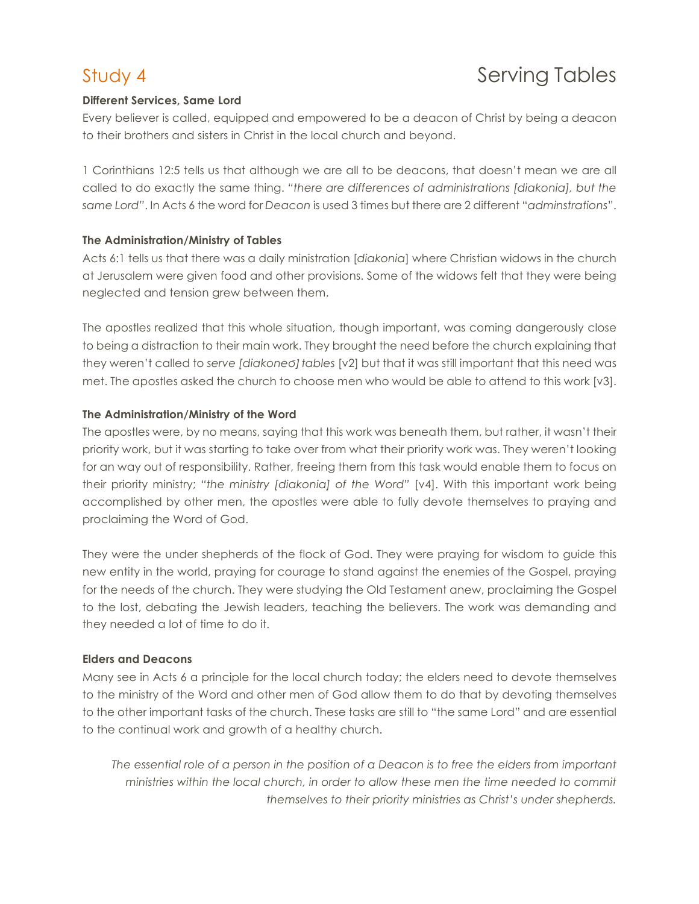# Study 4 Serving Tables

**Different Services, Same Lord**

Every believer is called, equipped and empowered to be a deacon of Christ by being a deacon to their brothers and sisters in Christ in the local church and beyond.

1 Corinthians 12:5 tells us that although we are all to be deacons, that doesn't mean we are all called to do exactly the same thing. *"there are differences of administrations [diakonia], but the same Lord"*. In Acts 6 the word for *Deacon* is used 3 times but there are 2 different "*adminstrations*".

**The Administration/Ministry of Tables**

Acts 6:1 tells us that there was a daily ministration [*diakonia*] where Christian widows in the church at Jerusalem were given food and other provisions. Some of the widows felt that they were being neglected and tension grew between them.

The apostles realized that this whole situation, though important, was coming dangerously close to being a distraction to their main work. They brought the need before the church explaining that they weren't called to *serve [diakoneō] tables* [v2] but that it was still important that this need was met. The apostles asked the church to choose men who would be able to attend to this work [v3].

**The Administration/Ministry of the Word**

The apostles were, by no means, saying that this work was beneath them, but rather, it wasn't their priority work, but it was starting to take over from what their priority work was. They weren't looking for an way out of responsibility. Rather, freeing them from this task would enable them to focus on their priority ministry; *"the ministry [diakonia] of the Word"* [v4]. With this important work being accomplished by other men, the apostles were able to fully devote themselves to praying and proclaiming the Word of God.

They were the under shepherds of the flock of God. They were praying for wisdom to guide this new entity in the world, praying for courage to stand against the enemies of the Gospel, praying for the needs of the church. They were studying the Old Testament anew, proclaiming the Gospel to the lost, debating the Jewish leaders, teaching the believers. The work was demanding and they needed a lot of time to do it.

**Elders and Deacons**

Many see in Acts 6 a principle for the local church today; the elders need to devote themselves to the ministry of the Word and other men of God allow them to do that by devoting themselves to the other important tasks of the church. These tasks are still to "the same Lord" and are essential to the continual work and growth of a healthy church.

> *The essential role of a person in the position of a Deacon is to free the elders from important ministries within the local church, in order to allow these men the time needed to commit themselves to their priority ministries as Christ's under shepherds.*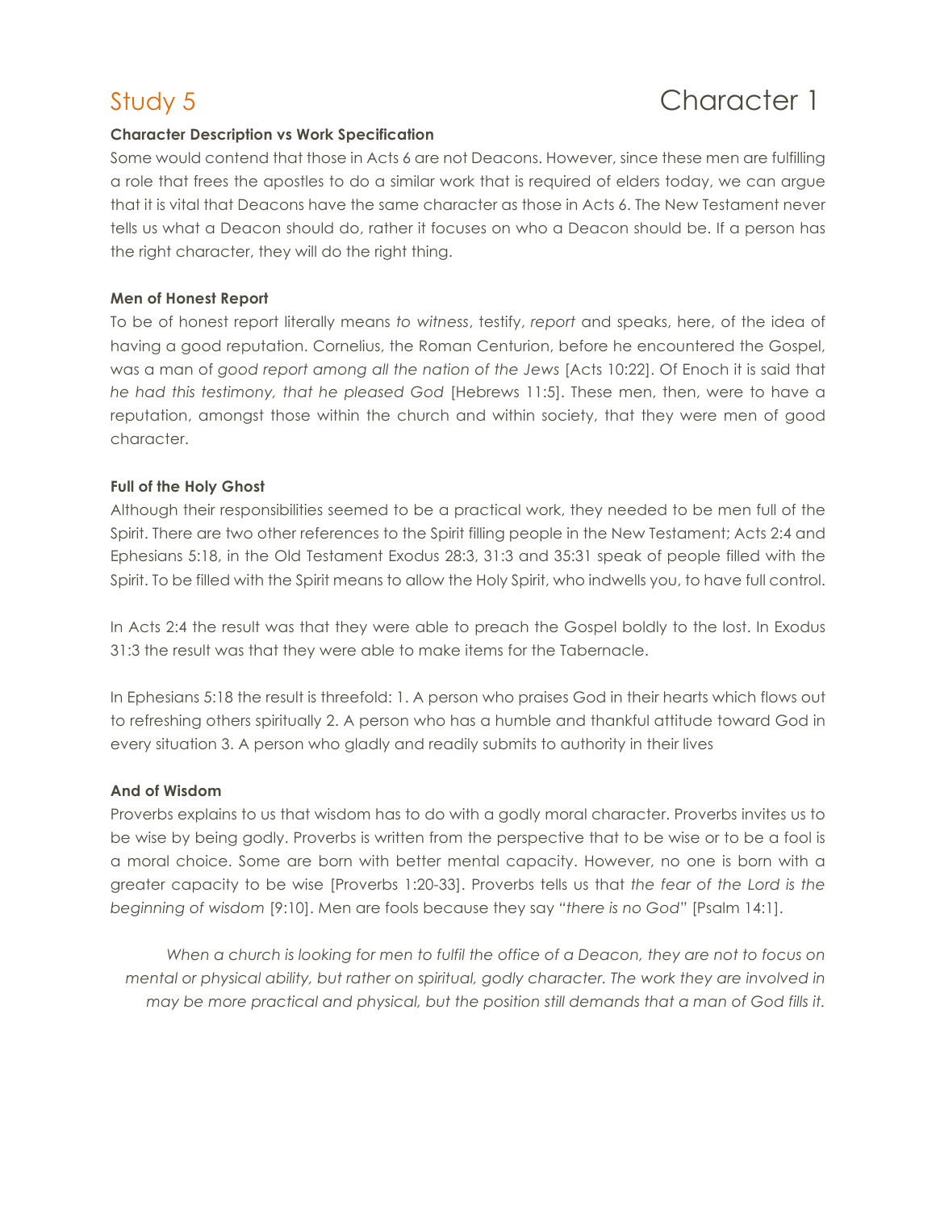# Study 5 — Character 1

### Character Description vs Work Specification

Some would contend that those in Acts 6 are not Deacons. However, since these men are fulfilling a role that frees the apostles to do a similar work that is required of elders today, we can argue that it is vital that Deacons have the same character as those in Acts 6. The New Testament never tells us what a Deacon should do, rather it focuses on who a Deacon should be. If a person has the right character, they will do the right thing.

### Men of Honest Report

To be of honest report literally means *to witness*, testify, *report* and speaks, here, of the idea of having a good reputation. Cornelius, the Roman Centurion, before he encountered the Gospel, was a man of *good report among all the nation of the Jews* [Acts 10:22]. Of Enoch it is said that *he had this testimony, that he pleased God* [Hebrews 11:5]. These men, then, were to have a reputation, amongst those within the church and within society, that they were men of good character.

### Full of the Holy Ghost

Although their responsibilities seemed to be a practical work, they needed to be men full of the Spirit. There are two other references to the Spirit filling people in the New Testament; Acts 2:4 and Ephesians 5:18, in the Old Testament Exodus 28:3, 31:3 and 35:31 speak of people filled with the Spirit. To be filled with the Spirit means to allow the Holy Spirit, who indwells you, to have full control.

In Acts 2:4 the result was that they were able to preach the Gospel boldly to the lost. In Exodus 31:3 the result was that they were able to make items for the Tabernacle.

In Ephesians 5:18 the result is threefold: 1. A person who praises God in their hearts which flows out to refreshing others spiritually 2. A person who has a humble and thankful attitude toward God in every situation 3. A person who gladly and readily submits to authority in their lives

### And of Wisdom

Proverbs explains to us that wisdom has to do with a godly moral character. Proverbs invites us to be wise by being godly. Proverbs is written from the perspective that to be wise or to be a fool is a moral choice. Some are born with better mental capacity. However, no one is born with a greater capacity to be wise [Proverbs 1:20-33]. Proverbs tells us that *the fear of the Lord is the beginning of wisdom* [9:10]. Men are fools because they say *"there is no God"* [Psalm 14:1].

> *When a church is looking for men to fulfil the office of a Deacon, they are not to focus on mental or physical ability, but rather on spiritual, godly character. The work they are involved in may be more practical and physical, but the position still demands that a man of God fills it.*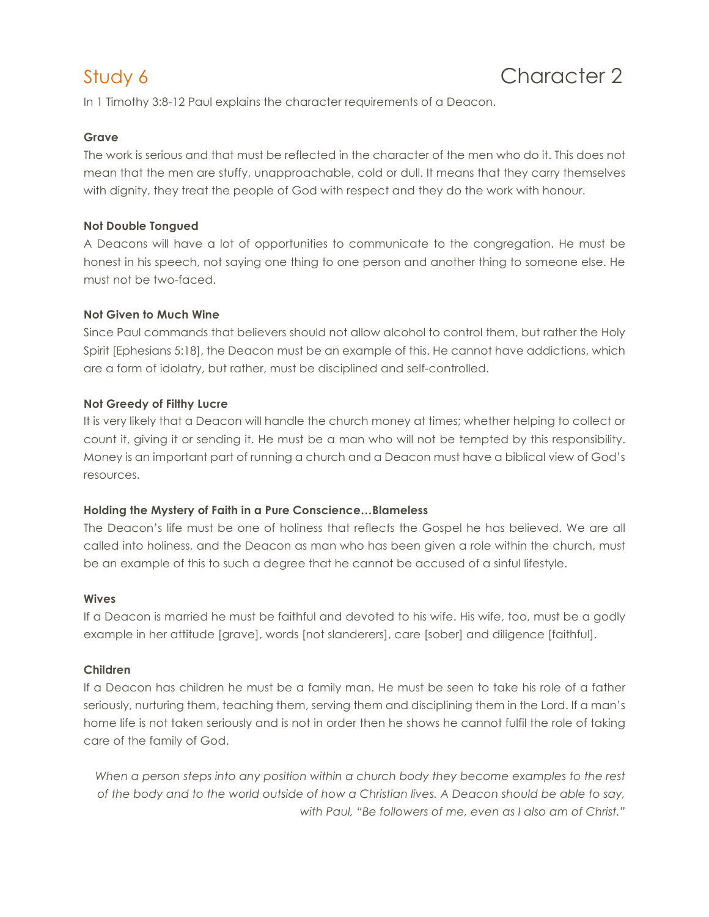# Study 6 — Character 2

In 1 Timothy 3:8-12 Paul explains the character requirements of a Deacon.

**Grave**

The work is serious and that must be reflected in the character of the men who do it. This does not mean that the men are stuffy, unapproachable, cold or dull. It means that they carry themselves with dignity, they treat the people of God with respect and they do the work with honour.

**Not Double Tongued**

A Deacons will have a lot of opportunities to communicate to the congregation. He must be honest in his speech, not saying one thing to one person and another thing to someone else. He must not be two-faced.

**Not Given to Much Wine**

Since Paul commands that believers should not allow alcohol to control them, but rather the Holy Spirit [Ephesians 5:18], the Deacon must be an example of this. He cannot have addictions, which are a form of idolatry, but rather, must be disciplined and self-controlled.

**Not Greedy of Filthy Lucre**

It is very likely that a Deacon will handle the church money at times; whether helping to collect or count it, giving it or sending it. He must be a man who will not be tempted by this responsibility. Money is an important part of running a church and a Deacon must have a biblical view of God's resources.

**Holding the Mystery of Faith in a Pure Conscience…Blameless**

The Deacon's life must be one of holiness that reflects the Gospel he has believed. We are all called into holiness, and the Deacon as man who has been given a role within the church, must be an example of this to such a degree that he cannot be accused of a sinful lifestyle.

**Wives**

If a Deacon is married he must be faithful and devoted to his wife. His wife, too, must be a godly example in her attitude [grave], words [not slanderers], care [sober] and diligence [faithful].

**Children**

If a Deacon has children he must be a family man. He must be seen to take his role of a father seriously, nurturing them, teaching them, serving them and disciplining them in the Lord. If a man's home life is not taken seriously and is not in order then he shows he cannot fulfil the role of taking care of the family of God.

> *When a person steps into any position within a church body they become examples to the rest of the body and to the world outside of how a Christian lives. A Deacon should be able to say, with Paul, "Be followers of me, even as I also am of Christ."*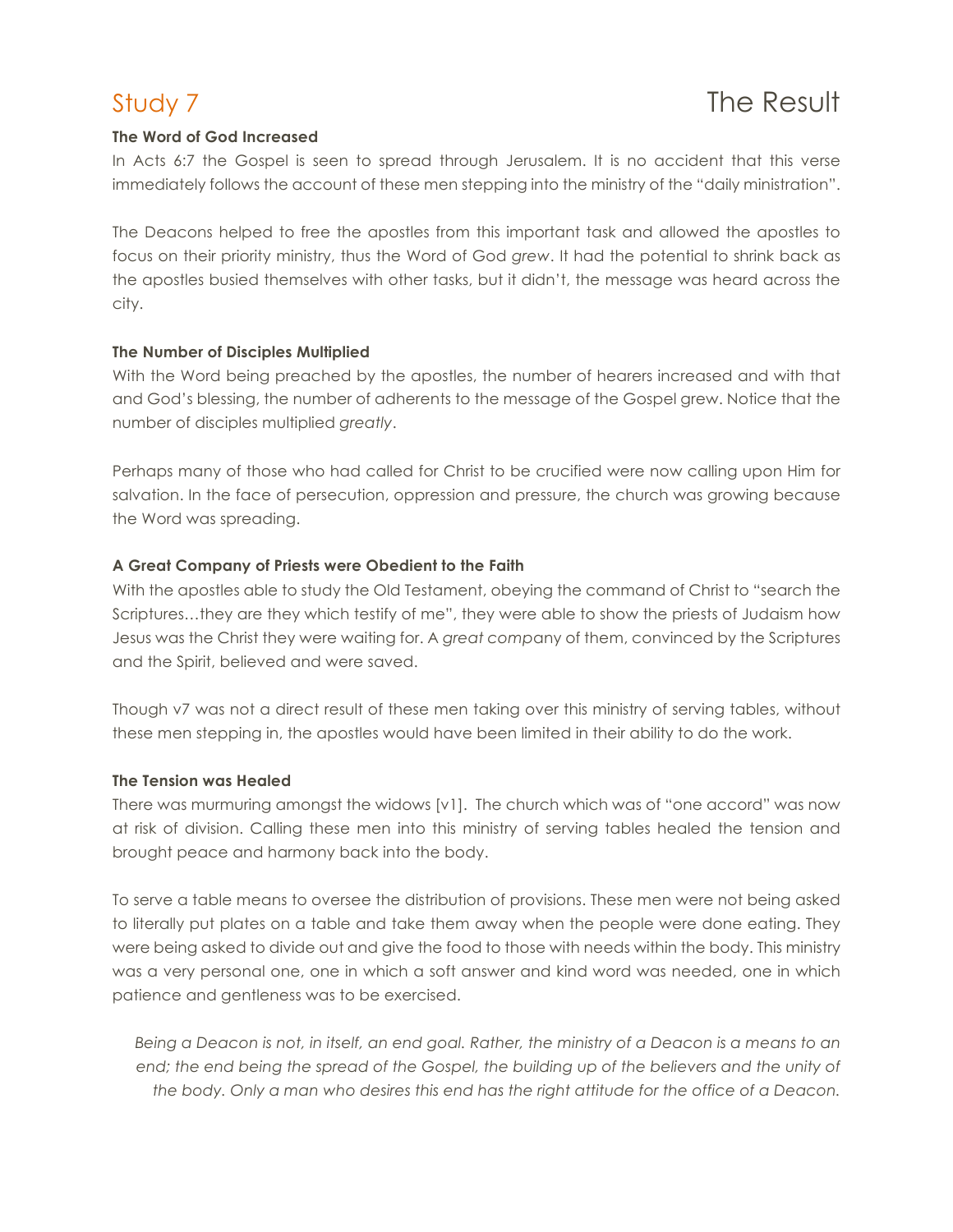# Study 7 — The Result

**The Word of God Increased**

In Acts 6:7 the Gospel is seen to spread through Jerusalem. It is no accident that this verse immediately follows the account of these men stepping into the ministry of the "daily ministration".

The Deacons helped to free the apostles from this important task and allowed the apostles to focus on their priority ministry, thus the Word of God *grew*. It had the potential to shrink back as the apostles busied themselves with other tasks, but it didn't, the message was heard across the city.

**The Number of Disciples Multiplied**

With the Word being preached by the apostles, the number of hearers increased and with that and God's blessing, the number of adherents to the message of the Gospel grew. Notice that the number of disciples multiplied *greatly*.

Perhaps many of those who had called for Christ to be crucified were now calling upon Him for salvation. In the face of persecution, oppression and pressure, the church was growing because the Word was spreading.

**A Great Company of Priests were Obedient to the Faith**

With the apostles able to study the Old Testament, obeying the command of Christ to "search the Scriptures…they are they which testify of me", they were able to show the priests of Judaism how Jesus was the Christ they were waiting for. A *great comp*any of them, convinced by the Scriptures and the Spirit, believed and were saved.

Though v7 was not a direct result of these men taking over this ministry of serving tables, without these men stepping in, the apostles would have been limited in their ability to do the work.

**The Tension was Healed**

There was murmuring amongst the widows [v1]. The church which was of "one accord" was now at risk of division. Calling these men into this ministry of serving tables healed the tension and brought peace and harmony back into the body.

To serve a table means to oversee the distribution of provisions. These men were not being asked to literally put plates on a table and take them away when the people were done eating. They were being asked to divide out and give the food to those with needs within the body. This ministry was a very personal one, one in which a soft answer and kind word was needed, one in which patience and gentleness was to be exercised.

> *Being a Deacon is not, in itself, an end goal. Rather, the ministry of a Deacon is a means to an end; the end being the spread of the Gospel, the building up of the believers and the unity of the body. Only a man who desires this end has the right attitude for the office of a Deacon.*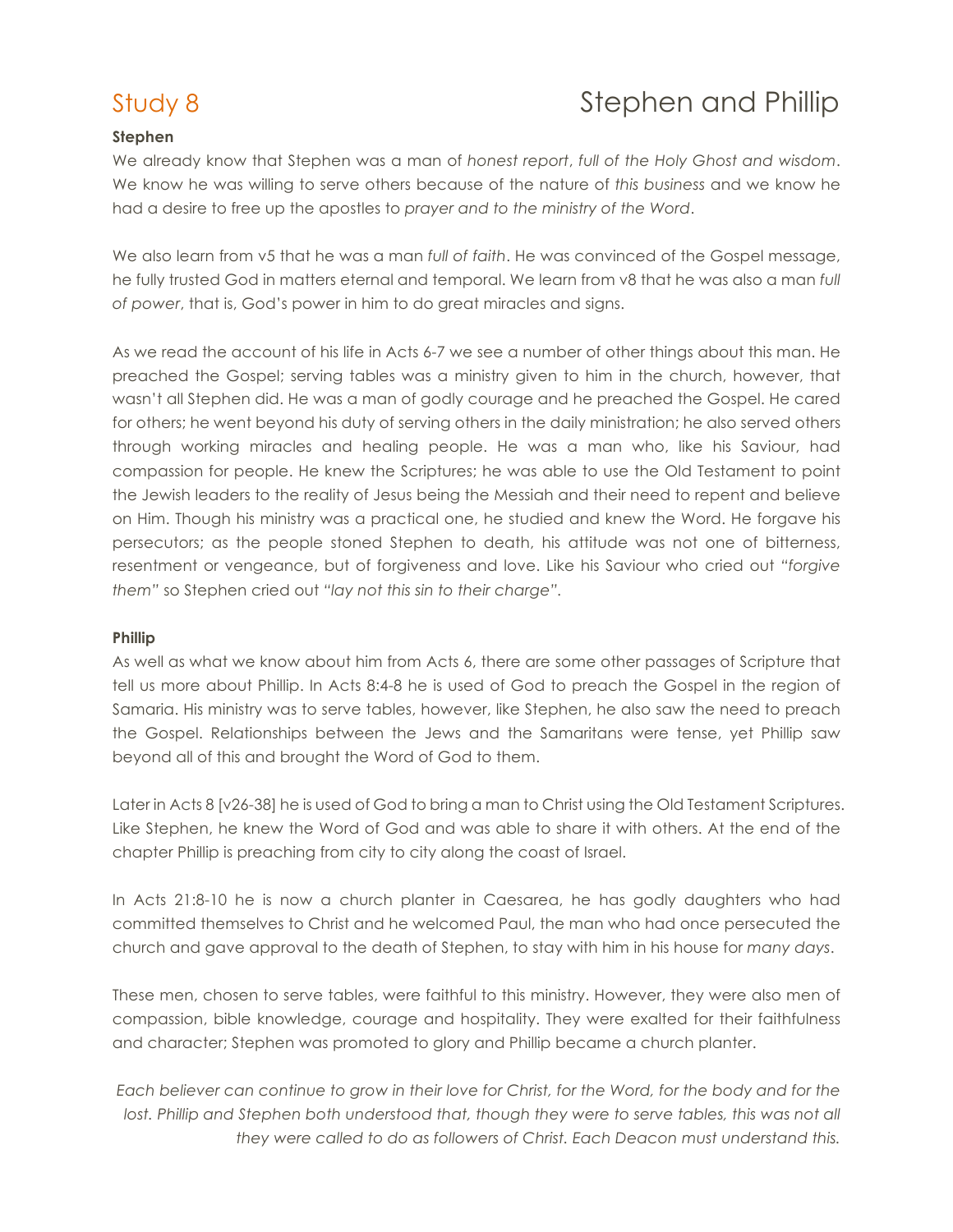# Study 8 — Stephen and Phillip

**Stephen**

We already know that Stephen was a man of *honest report*, *full of the Holy Ghost and wisdom*. We know he was willing to serve others because of the nature of *this business* and we know he had a desire to free up the apostles to *prayer and to the ministry of the Word*.

We also learn from v5 that he was a man *full of faith*. He was convinced of the Gospel message, he fully trusted God in matters eternal and temporal. We learn from v8 that he was also a man *full of power*, that is, God's power in him to do great miracles and signs.

As we read the account of his life in Acts 6-7 we see a number of other things about this man. He preached the Gospel; serving tables was a ministry given to him in the church, however, that wasn't all Stephen did. He was a man of godly courage and he preached the Gospel. He cared for others; he went beyond his duty of serving others in the daily ministration; he also served others through working miracles and healing people. He was a man who, like his Saviour, had compassion for people. He knew the Scriptures; he was able to use the Old Testament to point the Jewish leaders to the reality of Jesus being the Messiah and their need to repent and believe on Him. Though his ministry was a practical one, he studied and knew the Word. He forgave his persecutors; as the people stoned Stephen to death, his attitude was not one of bitterness, resentment or vengeance, but of forgiveness and love. Like his Saviour who cried out *"forgive them"* so Stephen cried out *"lay not this sin to their charge"*.

**Phillip**

As well as what we know about him from Acts 6, there are some other passages of Scripture that tell us more about Phillip. In Acts 8:4-8 he is used of God to preach the Gospel in the region of Samaria. His ministry was to serve tables, however, like Stephen, he also saw the need to preach the Gospel. Relationships between the Jews and the Samaritans were tense, yet Phillip saw beyond all of this and brought the Word of God to them.

Later in Acts 8 [v26-38] he is used of God to bring a man to Christ using the Old Testament Scriptures. Like Stephen, he knew the Word of God and was able to share it with others. At the end of the chapter Phillip is preaching from city to city along the coast of Israel.

In Acts 21:8-10 he is now a church planter in Caesarea, he has godly daughters who had committed themselves to Christ and he welcomed Paul, the man who had once persecuted the church and gave approval to the death of Stephen, to stay with him in his house for *many days*.

These men, chosen to serve tables, were faithful to this ministry. However, they were also men of compassion, bible knowledge, courage and hospitality. They were exalted for their faithfulness and character; Stephen was promoted to glory and Phillip became a church planter.

*Each believer can continue to grow in their love for Christ, for the Word, for the body and for the lost. Phillip and Stephen both understood that, though they were to serve tables, this was not all they were called to do as followers of Christ. Each Deacon must understand this.*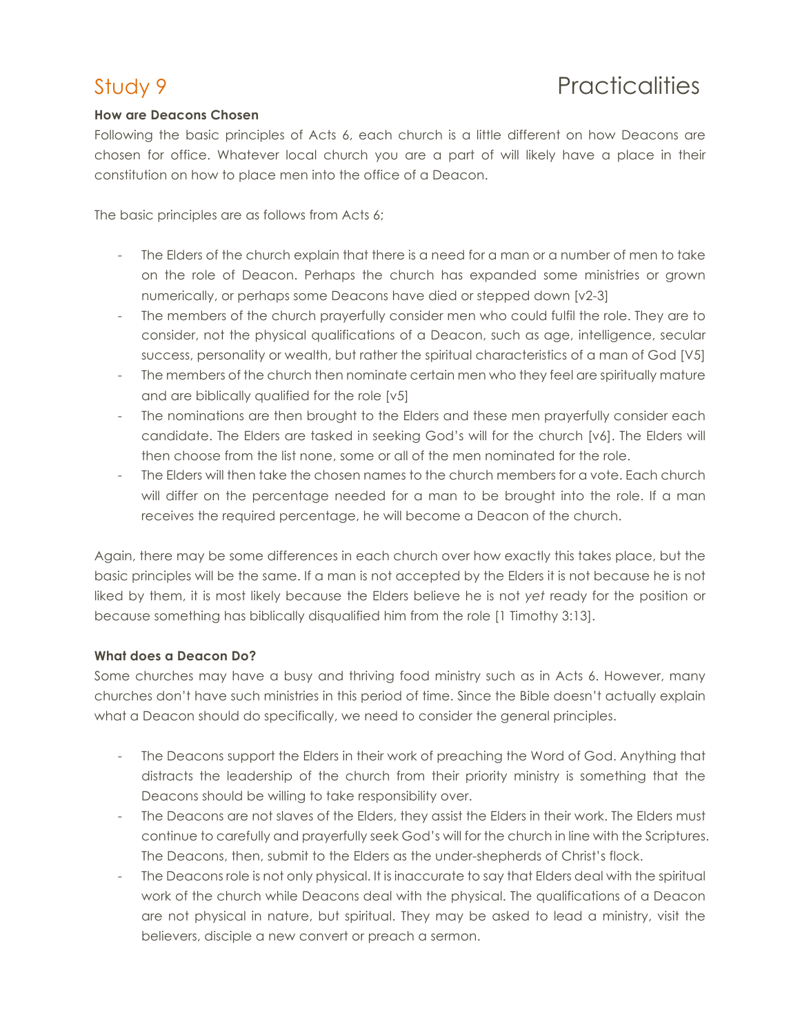# Study 9 Practicalities

**How are Deacons Chosen**

Following the basic principles of Acts 6, each church is a little different on how Deacons are chosen for office. Whatever local church you are a part of will likely have a place in their constitution on how to place men into the office of a Deacon.

The basic principles are as follows from Acts 6;

- The Elders of the church explain that there is a need for a man or a number of men to take on the role of Deacon. Perhaps the church has expanded some ministries or grown numerically, or perhaps some Deacons have died or stepped down [v2-3]
- The members of the church prayerfully consider men who could fulfil the role. They are to consider, not the physical qualifications of a Deacon, such as age, intelligence, secular success, personality or wealth, but rather the spiritual characteristics of a man of God [V5]
- The members of the church then nominate certain men who they feel are spiritually mature and are biblically qualified for the role [v5]
- The nominations are then brought to the Elders and these men prayerfully consider each candidate. The Elders are tasked in seeking God's will for the church [v6]. The Elders will then choose from the list none, some or all of the men nominated for the role.
- The Elders will then take the chosen names to the church members for a vote. Each church will differ on the percentage needed for a man to be brought into the role. If a man receives the required percentage, he will become a Deacon of the church.

Again, there may be some differences in each church over how exactly this takes place, but the basic principles will be the same. If a man is not accepted by the Elders it is not because he is not liked by them, it is most likely because the Elders believe he is not *yet* ready for the position or because something has biblically disqualified him from the role [1 Timothy 3:13].

**What does a Deacon Do?**

Some churches may have a busy and thriving food ministry such as in Acts 6. However, many churches don't have such ministries in this period of time. Since the Bible doesn't actually explain what a Deacon should do specifically, we need to consider the general principles.

- The Deacons support the Elders in their work of preaching the Word of God. Anything that distracts the leadership of the church from their priority ministry is something that the Deacons should be willing to take responsibility over.
- The Deacons are not slaves of the Elders, they assist the Elders in their work. The Elders must continue to carefully and prayerfully seek God's will for the church in line with the Scriptures. The Deacons, then, submit to the Elders as the under-shepherds of Christ's flock.
- The Deacons role is not only physical. It is inaccurate to say that Elders deal with the spiritual work of the church while Deacons deal with the physical. The qualifications of a Deacon are not physical in nature, but spiritual. They may be asked to lead a ministry, visit the believers, disciple a new convert or preach a sermon.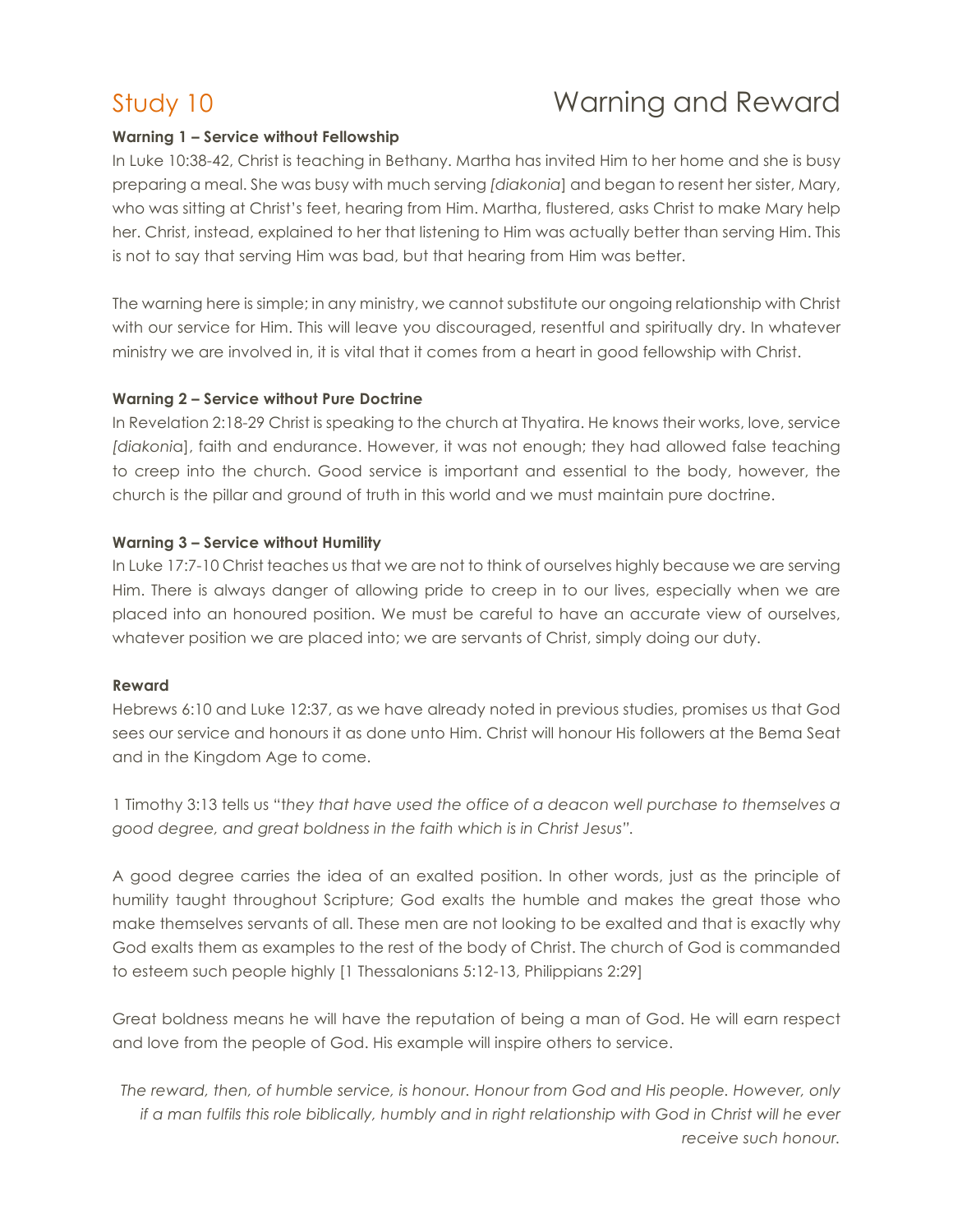# Study 10 Warning and Reward

**Warning 1 – Service without Fellowship**

In Luke 10:38-42, Christ is teaching in Bethany. Martha has invited Him to her home and she is busy preparing a meal. She was busy with much serving *[diakonia*] and began to resent her sister, Mary, who was sitting at Christ's feet, hearing from Him. Martha, flustered, asks Christ to make Mary help her. Christ, instead, explained to her that listening to Him was actually better than serving Him. This is not to say that serving Him was bad, but that hearing from Him was better.

The warning here is simple; in any ministry, we cannot substitute our ongoing relationship with Christ with our service for Him. This will leave you discouraged, resentful and spiritually dry. In whatever ministry we are involved in, it is vital that it comes from a heart in good fellowship with Christ.

**Warning 2 – Service without Pure Doctrine**

In Revelation 2:18-29 Christ is speaking to the church at Thyatira. He knows their works, love, service *[diakonia*], faith and endurance. However, it was not enough; they had allowed false teaching to creep into the church. Good service is important and essential to the body, however, the church is the pillar and ground of truth in this world and we must maintain pure doctrine.

**Warning 3 – Service without Humility**

In Luke 17:7-10 Christ teaches us that we are not to think of ourselves highly because we are serving Him. There is always danger of allowing pride to creep in to our lives, especially when we are placed into an honoured position. We must be careful to have an accurate view of ourselves, whatever position we are placed into; we are servants of Christ, simply doing our duty.

**Reward**

Hebrews 6:10 and Luke 12:37, as we have already noted in previous studies, promises us that God sees our service and honours it as done unto Him. Christ will honour His followers at the Bema Seat and in the Kingdom Age to come.

1 Timothy 3:13 tells us "*they that have used the office of a deacon well purchase to themselves a good degree, and great boldness in the faith which is in Christ Jesus*".

A good degree carries the idea of an exalted position. In other words, just as the principle of humility taught throughout Scripture; God exalts the humble and makes the great those who make themselves servants of all. These men are not looking to be exalted and that is exactly why God exalts them as examples to the rest of the body of Christ. The church of God is commanded to esteem such people highly [1 Thessalonians 5:12-13, Philippians 2:29]

Great boldness means he will have the reputation of being a man of God. He will earn respect and love from the people of God. His example will inspire others to service.

*The reward, then, of humble service, is honour. Honour from God and His people. However, only if a man fulfils this role biblically, humbly and in right relationship with God in Christ will he ever receive such honour.*